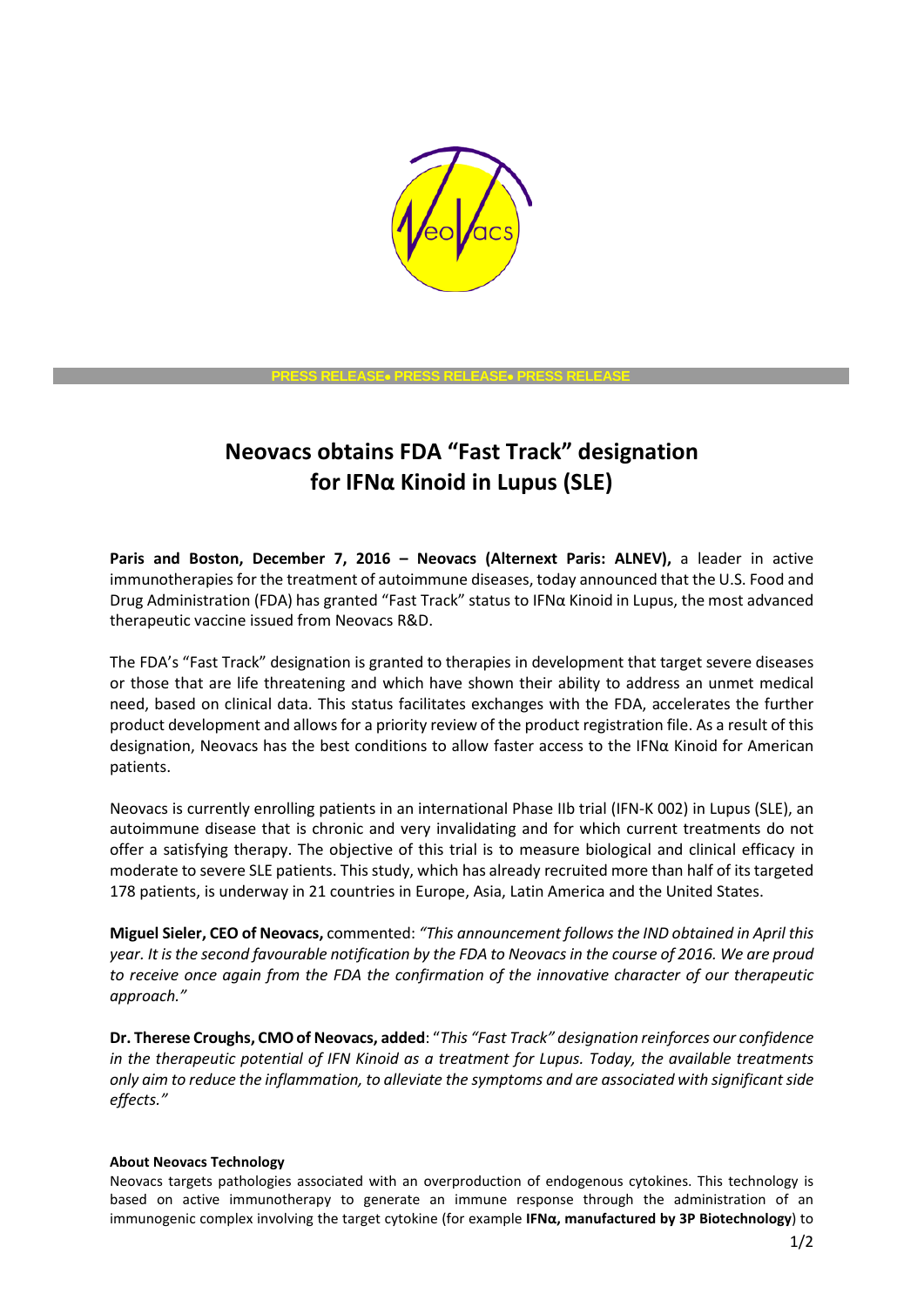PRESS RELEASE• PRESS RELEASE• PRESS RELEASE

# Neovacs obtains FDA “Fast Track” designation for IFNα Kinoid in Lupus (SLE)

**Paris and Boston, December 7, 2016 – Neovacs (Alternext Paris: ALNEV),** a leader in active immunotherapies for the treatment of autoimmune diseases, today announced that the U.S. Food and Drug Administration (FDA) has granted “Fast Track” status to IFNα Kinoid in Lupus, the most advanced therapeutic vaccine issued from Neovacs R&D.

The FDA’s “Fast Track” designation is granted to therapies in development that target severe diseases or those that are life threatening and which have shown their ability to address an unmet medical need, based on clinical data. This status facilitates exchanges with the FDA, accelerates the further product development and allows for a priority review of the product registration file. As a result of this designation, Neovacs has the best conditions to allow faster access to the IFNα Kinoid for American patients.

Neovacs is currently enrolling patients in an international Phase IIb trial (IFN-K 002) in Lupus (SLE), an autoimmune disease that is chronic and very invalidating and for which current treatments do not offer a satisfying therapy. The objective of this trial is to measure biological and clinical efficacy in moderate to severe SLE patients. This study, which has already recruited more than half of its targeted 178 patients, is underway in 21 countries in Europe, Asia, Latin America and the United States.

**Miguel Sieler, CEO of Neovacs,** commented: *“This announcement follows the IND obtained in April this year. It is the second favourable notification by the FDA to Neovacs in the course of 2016. We are proud to receive once again from the FDA the confirmation of the innovative character of our therapeutic approach.”*

**Dr. Therese Croughs, CMO of Neovacs, added**: “*This “Fast Track” designation reinforces our confidence in the therapeutic potential of IFN Kinoid as a treatment for Lupus. Today, the available treatments only aim to reduce the inflammation, to alleviate the symptoms and are associated with significant side effects.”*

**About Neovacs Technology**

Neovacs targets pathologies associated with an overproduction of endogenous cytokines. This technology is based on active immunotherapy to generate an immune response through the administration of an immunogenic complex involving the target cytokine (for example **IFNα, manufactured by 3P Biotechnology**) to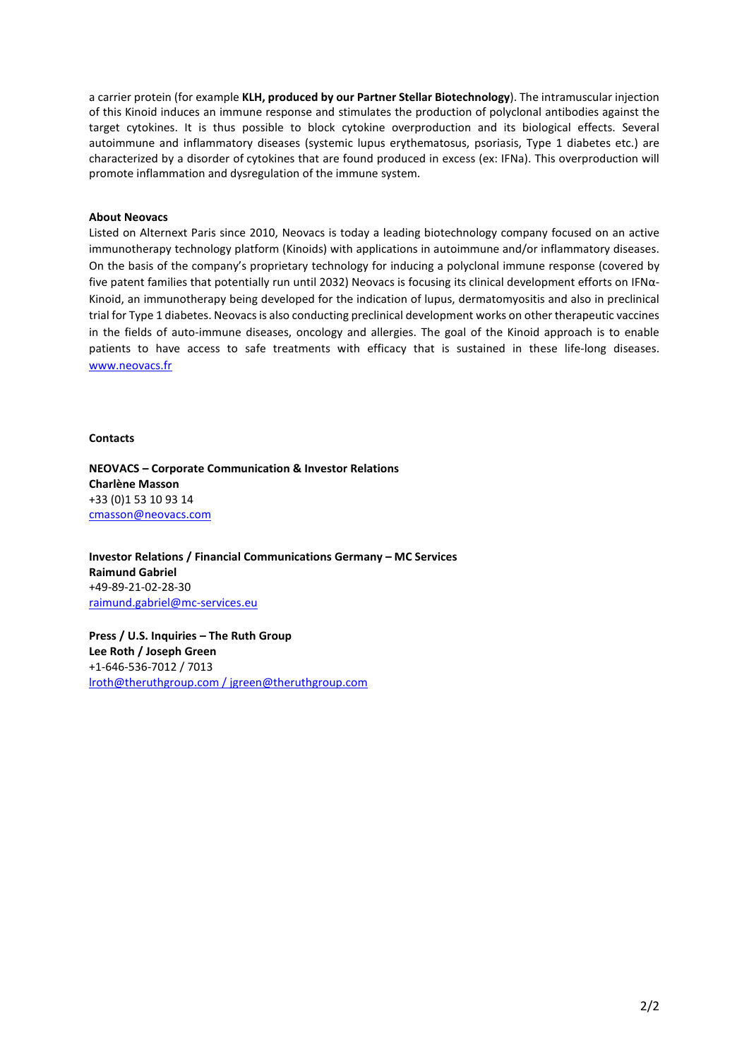a carrier protein (for example **KLH, produced by our Partner Stellar Biotechnology**). The intramuscular injection of this Kinoid induces an immune response and stimulates the production of polyclonal antibodies against the target cytokines. It is thus possible to block cytokine overproduction and its biological effects. Several autoimmune and inflammatory diseases (systemic lupus erythematosus, psoriasis, Type 1 diabetes etc.) are characterized by a disorder of cytokines that are found produced in excess (ex: IFNa). This overproduction will promote inflammation and dysregulation of the immune system.

**About Neovacs**

Listed on Alternext Paris since 2010, Neovacs is today a leading biotechnology company focused on an active immunotherapy technology platform (Kinoids) with applications in autoimmune and/or inflammatory diseases. On the basis of the company's proprietary technology for inducing a polyclonal immune response (covered by five patent families that potentially run until 2032) Neovacs is focusing its clinical development efforts on IFNα-Kinoid, an immunotherapy being developed for the indication of lupus, dermatomyositis and also in preclinical trial for Type 1 diabetes. Neovacs is also conducting preclinical development works on other therapeutic vaccines in the fields of auto-immune diseases, oncology and allergies. The goal of the Kinoid approach is to enable patients to have access to safe treatments with efficacy that is sustained in these life-long diseases. www.neovacs.fr

**Contacts**

**NEOVACS – Corporate Communication & Investor Relations**
**Charlène Masson**
+33 (0)1 53 10 93 14
cmasson@neovacs.com

**Investor Relations / Financial Communications Germany – MC Services**
**Raimund Gabriel**
+49-89-21-02-28-30
raimund.gabriel@mc-services.eu

**Press / U.S. Inquiries – The Ruth Group**
**Lee Roth / Joseph Green**
+1-646-536-7012 / 7013
lroth@theruthgroup.com / jgreen@theruthgroup.com